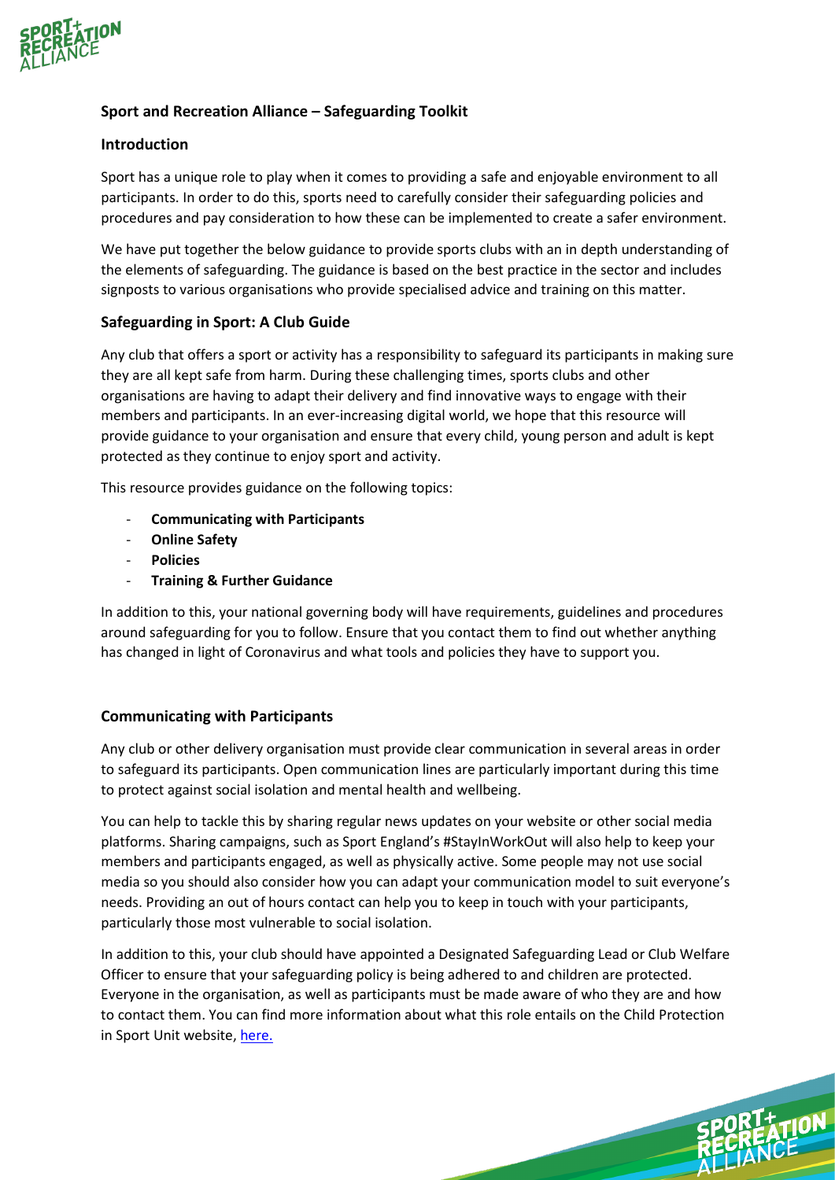## Sport and Recreation Alliance – Safeguarding Toolkit

### Introduction

Sport has a unique role to play when it comes to providing a safe and enjoyable environment to all participants. In order to do this, sports need to carefully consider their safeguarding policies and procedures and pay consideration to how these can be implemented to create a safer environment.

We have put together the below guidance to provide sports clubs with an in depth understanding of the elements of safeguarding. The guidance is based on the best practice in the sector and includes signposts to various organisations who provide specialised advice and training on this matter.

### Safeguarding in Sport: A Club Guide

Any club that offers a sport or activity has a responsibility to safeguard its participants in making sure they are all kept safe from harm. During these challenging times, sports clubs and other organisations are having to adapt their delivery and find innovative ways to engage with their members and participants. In an ever-increasing digital world, we hope that this resource will provide guidance to your organisation and ensure that every child, young person and adult is kept protected as they continue to enjoy sport and activity.

This resource provides guidance on the following topics:

- **Communicating with Participants**
- **Online Safety**
- **Policies**
- **Training & Further Guidance**

In addition to this, your national governing body will have requirements, guidelines and procedures around safeguarding for you to follow. Ensure that you contact them to find out whether anything has changed in light of Coronavirus and what tools and policies they have to support you.

### Communicating with Participants

Any club or other delivery organisation must provide clear communication in several areas in order to safeguard its participants. Open communication lines are particularly important during this time to protect against social isolation and mental health and wellbeing.

You can help to tackle this by sharing regular news updates on your website or other social media platforms. Sharing campaigns, such as Sport England's #StayInWorkOut will also help to keep your members and participants engaged, as well as physically active. Some people may not use social media so you should also consider how you can adapt your communication model to suit everyone's needs. Providing an out of hours contact can help you to keep in touch with your participants, particularly those most vulnerable to social isolation.

In addition to this, your club should have appointed a Designated Safeguarding Lead or Club Welfare Officer to ensure that your safeguarding policy is being adhered to and children are protected. Everyone in the organisation, as well as participants must be made aware of who they are and how to contact them. You can find more information about what this role entails on the Child Protection in Sport Unit website, here.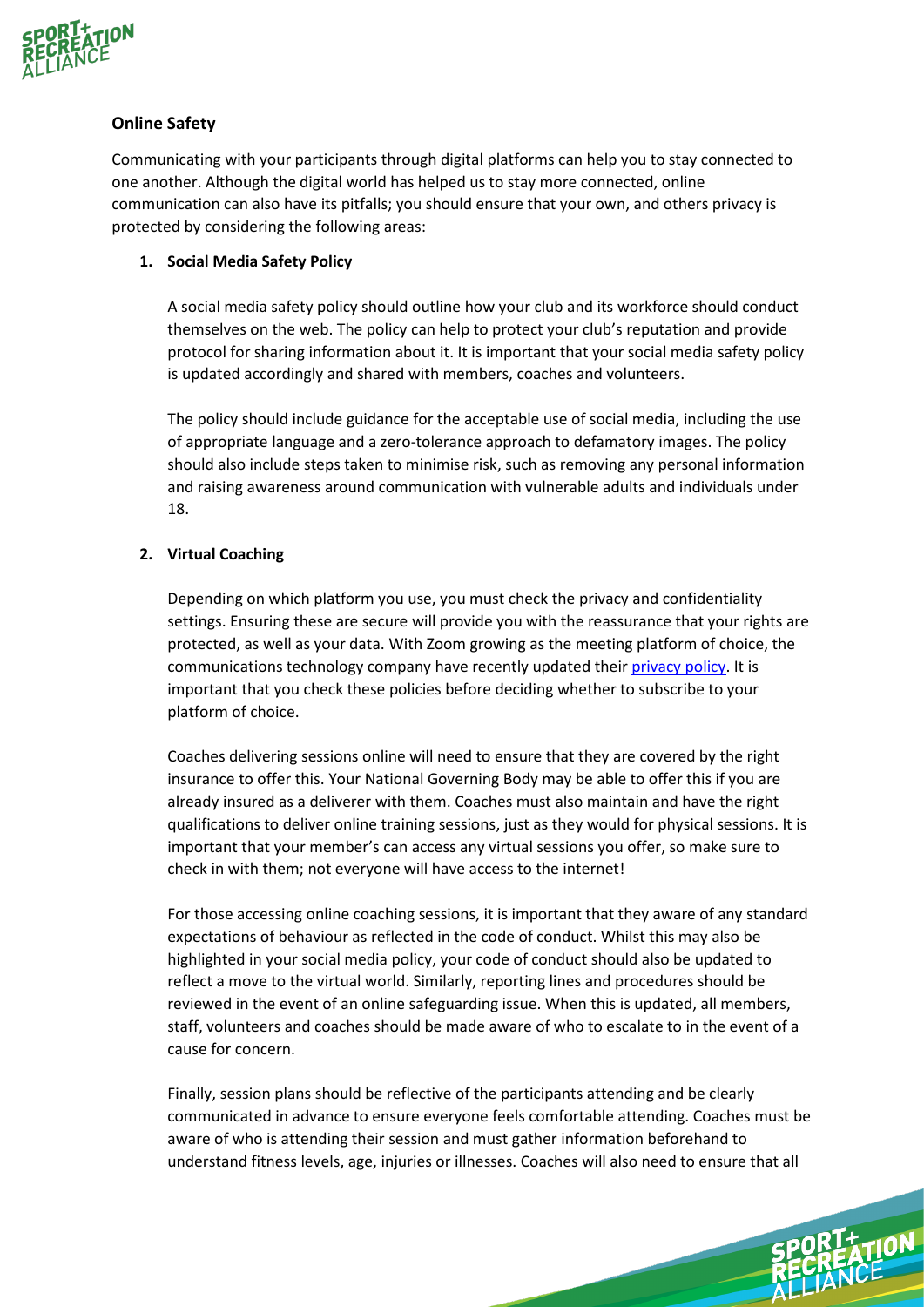## Online Safety

Communicating with your participants through digital platforms can help you to stay connected to one another. Although the digital world has helped us to stay more connected, online communication can also have its pitfalls; you should ensure that your own, and others privacy is protected by considering the following areas:

1. **Social Media Safety Policy**

   A social media safety policy should outline how your club and its workforce should conduct themselves on the web. The policy can help to protect your club's reputation and provide protocol for sharing information about it. It is important that your social media safety policy is updated accordingly and shared with members, coaches and volunteers.

   The policy should include guidance for the acceptable use of social media, including the use of appropriate language and a zero-tolerance approach to defamatory images. The policy should also include steps taken to minimise risk, such as removing any personal information and raising awareness around communication with vulnerable adults and individuals under 18.

2. **Virtual Coaching**

   Depending on which platform you use, you must check the privacy and confidentiality settings. Ensuring these are secure will provide you with the reassurance that your rights are protected, as well as your data. With Zoom growing as the meeting platform of choice, the communications technology company have recently updated their privacy policy. It is important that you check these policies before deciding whether to subscribe to your platform of choice.

   Coaches delivering sessions online will need to ensure that they are covered by the right insurance to offer this. Your National Governing Body may be able to offer this if you are already insured as a deliverer with them. Coaches must also maintain and have the right qualifications to deliver online training sessions, just as they would for physical sessions. It is important that your member's can access any virtual sessions you offer, so make sure to check in with them; not everyone will have access to the internet!

   For those accessing online coaching sessions, it is important that they aware of any standard expectations of behaviour as reflected in the code of conduct. Whilst this may also be highlighted in your social media policy, your code of conduct should also be updated to reflect a move to the virtual world. Similarly, reporting lines and procedures should be reviewed in the event of an online safeguarding issue. When this is updated, all members, staff, volunteers and coaches should be made aware of who to escalate to in the event of a cause for concern.

   Finally, session plans should be reflective of the participants attending and be clearly communicated in advance to ensure everyone feels comfortable attending. Coaches must be aware of who is attending their session and must gather information beforehand to understand fitness levels, age, injuries or illnesses. Coaches will also need to ensure that all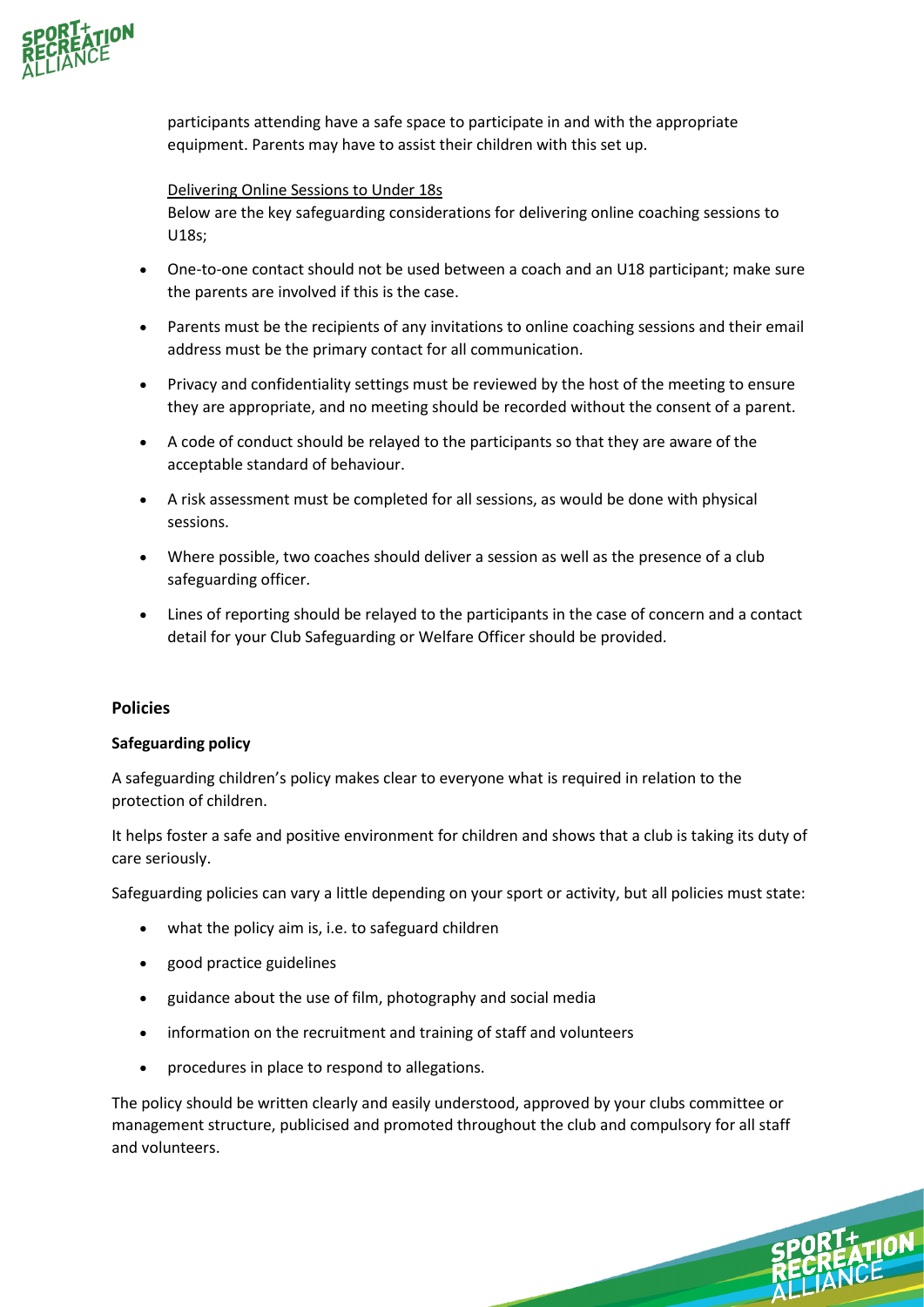participants attending have a safe space to participate in and with the appropriate equipment. Parents may have to assist their children with this set up.

Delivering Online Sessions to Under 18s

Below are the key safeguarding considerations for delivering online coaching sessions to U18s;

- One-to-one contact should not be used between a coach and an U18 participant; make sure the parents are involved if this is the case.
- Parents must be the recipients of any invitations to online coaching sessions and their email address must be the primary contact for all communication.
- Privacy and confidentiality settings must be reviewed by the host of the meeting to ensure they are appropriate, and no meeting should be recorded without the consent of a parent.
- A code of conduct should be relayed to the participants so that they are aware of the acceptable standard of behaviour.
- A risk assessment must be completed for all sessions, as would be done with physical sessions.
- Where possible, two coaches should deliver a session as well as the presence of a club safeguarding officer.
- Lines of reporting should be relayed to the participants in the case of concern and a contact detail for your Club Safeguarding or Welfare Officer should be provided.

## Policies

### Safeguarding policy

A safeguarding children's policy makes clear to everyone what is required in relation to the protection of children.

It helps foster a safe and positive environment for children and shows that a club is taking its duty of care seriously.

Safeguarding policies can vary a little depending on your sport or activity, but all policies must state:

- what the policy aim is, i.e. to safeguard children
- good practice guidelines
- guidance about the use of film, photography and social media
- information on the recruitment and training of staff and volunteers
- procedures in place to respond to allegations.

The policy should be written clearly and easily understood, approved by your clubs committee or management structure, publicised and promoted throughout the club and compulsory for all staff and volunteers.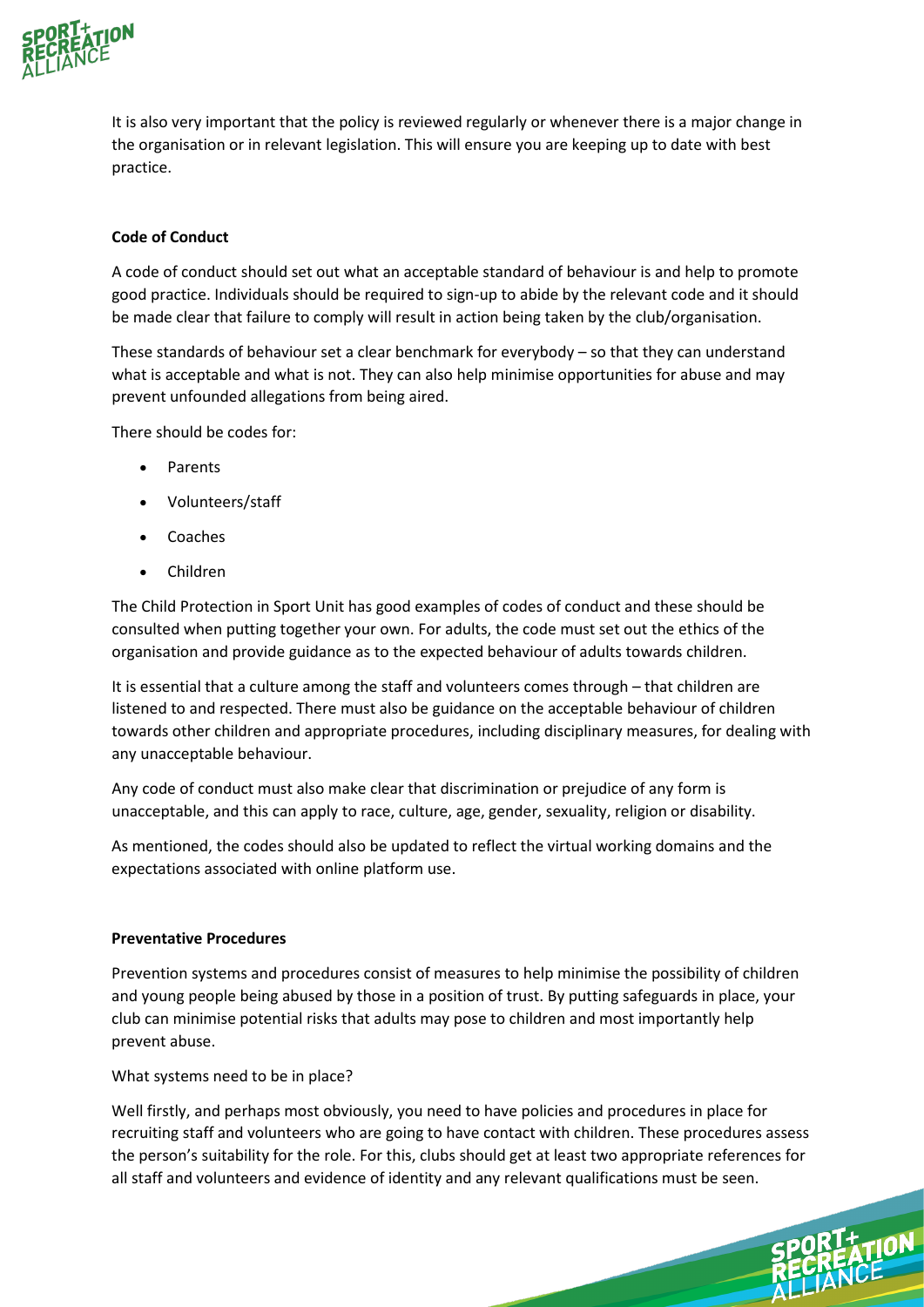It is also very important that the policy is reviewed regularly or whenever there is a major change in the organisation or in relevant legislation. This will ensure you are keeping up to date with best practice.

**Code of Conduct**

A code of conduct should set out what an acceptable standard of behaviour is and help to promote good practice. Individuals should be required to sign-up to abide by the relevant code and it should be made clear that failure to comply will result in action being taken by the club/organisation.

These standards of behaviour set a clear benchmark for everybody – so that they can understand what is acceptable and what is not. They can also help minimise opportunities for abuse and may prevent unfounded allegations from being aired.

There should be codes for:

- Parents
- Volunteers/staff
- Coaches
- Children

The Child Protection in Sport Unit has good examples of codes of conduct and these should be consulted when putting together your own. For adults, the code must set out the ethics of the organisation and provide guidance as to the expected behaviour of adults towards children.

It is essential that a culture among the staff and volunteers comes through – that children are listened to and respected. There must also be guidance on the acceptable behaviour of children towards other children and appropriate procedures, including disciplinary measures, for dealing with any unacceptable behaviour.

Any code of conduct must also make clear that discrimination or prejudice of any form is unacceptable, and this can apply to race, culture, age, gender, sexuality, religion or disability.

As mentioned, the codes should also be updated to reflect the virtual working domains and the expectations associated with online platform use.

**Preventative Procedures**

Prevention systems and procedures consist of measures to help minimise the possibility of children and young people being abused by those in a position of trust. By putting safeguards in place, your club can minimise potential risks that adults may pose to children and most importantly help prevent abuse.

What systems need to be in place?

Well firstly, and perhaps most obviously, you need to have policies and procedures in place for recruiting staff and volunteers who are going to have contact with children. These procedures assess the person's suitability for the role. For this, clubs should get at least two appropriate references for all staff and volunteers and evidence of identity and any relevant qualifications must be seen.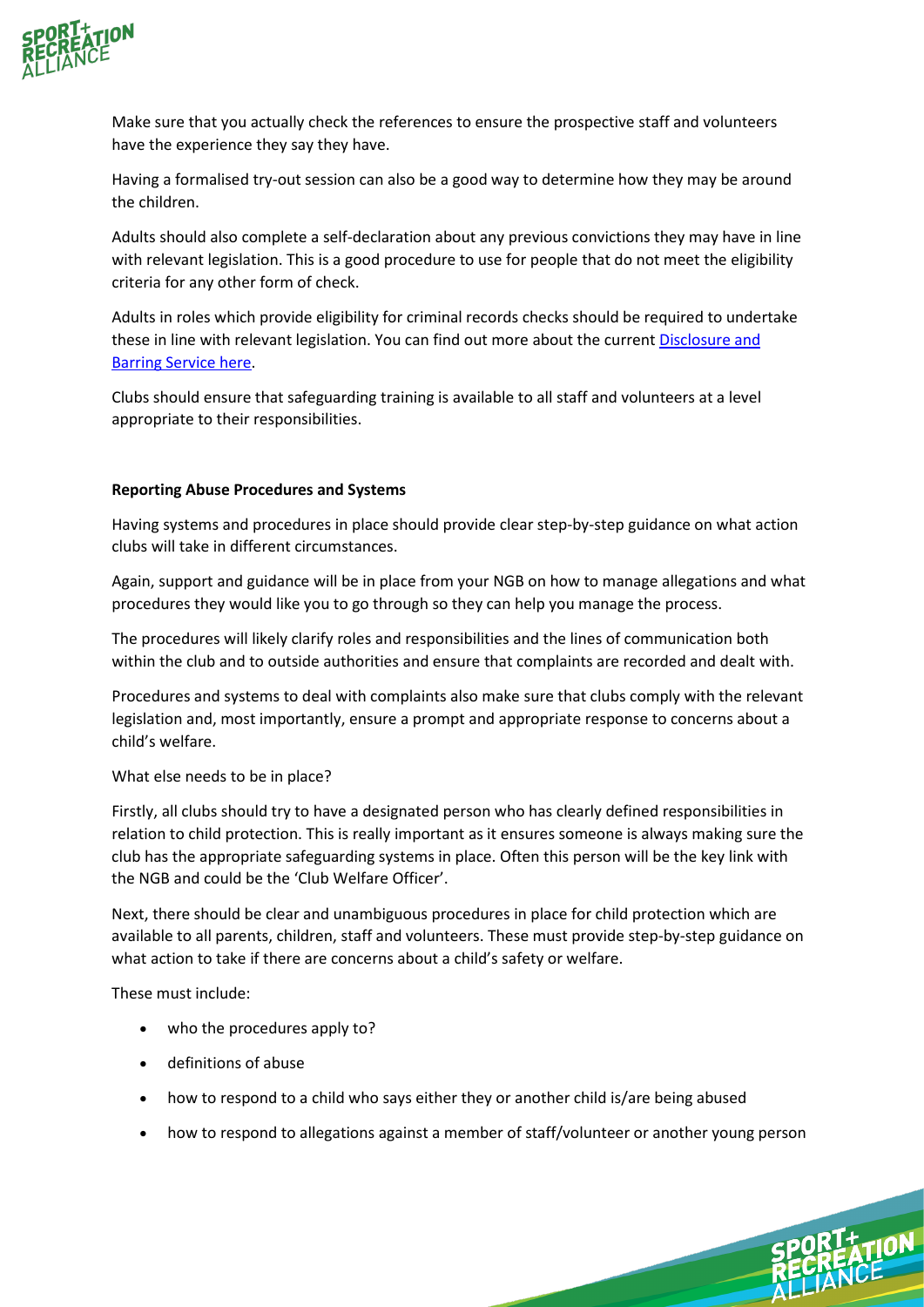Make sure that you actually check the references to ensure the prospective staff and volunteers have the experience they say they have.

Having a formalised try-out session can also be a good way to determine how they may be around the children.

Adults should also complete a self-declaration about any previous convictions they may have in line with relevant legislation. This is a good procedure to use for people that do not meet the eligibility criteria for any other form of check.

Adults in roles which provide eligibility for criminal records checks should be required to undertake these in line with relevant legislation. You can find out more about the current Disclosure and Barring Service here.

Clubs should ensure that safeguarding training is available to all staff and volunteers at a level appropriate to their responsibilities.

**Reporting Abuse Procedures and Systems**

Having systems and procedures in place should provide clear step-by-step guidance on what action clubs will take in different circumstances.

Again, support and guidance will be in place from your NGB on how to manage allegations and what procedures they would like you to go through so they can help you manage the process.

The procedures will likely clarify roles and responsibilities and the lines of communication both within the club and to outside authorities and ensure that complaints are recorded and dealt with.

Procedures and systems to deal with complaints also make sure that clubs comply with the relevant legislation and, most importantly, ensure a prompt and appropriate response to concerns about a child's welfare.

What else needs to be in place?

Firstly, all clubs should try to have a designated person who has clearly defined responsibilities in relation to child protection. This is really important as it ensures someone is always making sure the club has the appropriate safeguarding systems in place. Often this person will be the key link with the NGB and could be the 'Club Welfare Officer'.

Next, there should be clear and unambiguous procedures in place for child protection which are available to all parents, children, staff and volunteers. These must provide step-by-step guidance on what action to take if there are concerns about a child's safety or welfare.

These must include:

- who the procedures apply to?
- definitions of abuse
- how to respond to a child who says either they or another child is/are being abused
- how to respond to allegations against a member of staff/volunteer or another young person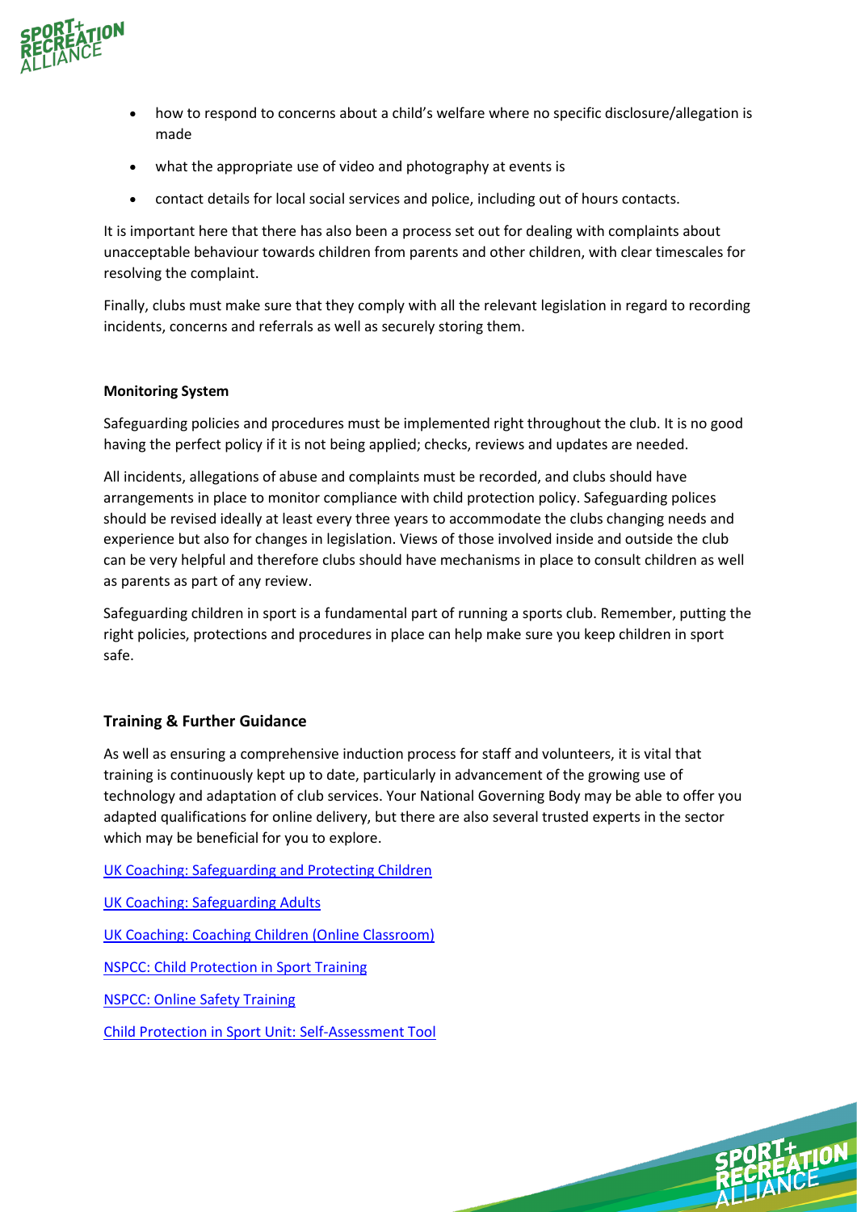- how to respond to concerns about a child's welfare where no specific disclosure/allegation is made
- what the appropriate use of video and photography at events is
- contact details for local social services and police, including out of hours contacts.

It is important here that there has also been a process set out for dealing with complaints about unacceptable behaviour towards children from parents and other children, with clear timescales for resolving the complaint.

Finally, clubs must make sure that they comply with all the relevant legislation in regard to recording incidents, concerns and referrals as well as securely storing them.

**Monitoring System**

Safeguarding policies and procedures must be implemented right throughout the club. It is no good having the perfect policy if it is not being applied; checks, reviews and updates are needed.

All incidents, allegations of abuse and complaints must be recorded, and clubs should have arrangements in place to monitor compliance with child protection policy. Safeguarding polices should be revised ideally at least every three years to accommodate the clubs changing needs and experience but also for changes in legislation. Views of those involved inside and outside the club can be very helpful and therefore clubs should have mechanisms in place to consult children as well as parents as part of any review.

Safeguarding children in sport is a fundamental part of running a sports club. Remember, putting the right policies, protections and procedures in place can help make sure you keep children in sport safe.

## Training & Further Guidance

As well as ensuring a comprehensive induction process for staff and volunteers, it is vital that training is continuously kept up to date, particularly in advancement of the growing use of technology and adaptation of club services. Your National Governing Body may be able to offer you adapted qualifications for online delivery, but there are also several trusted experts in the sector which may be beneficial for you to explore.

UK Coaching: Safeguarding and Protecting Children

UK Coaching: Safeguarding Adults

UK Coaching: Coaching Children (Online Classroom)

NSPCC: Child Protection in Sport Training

NSPCC: Online Safety Training

Child Protection in Sport Unit: Self-Assessment Tool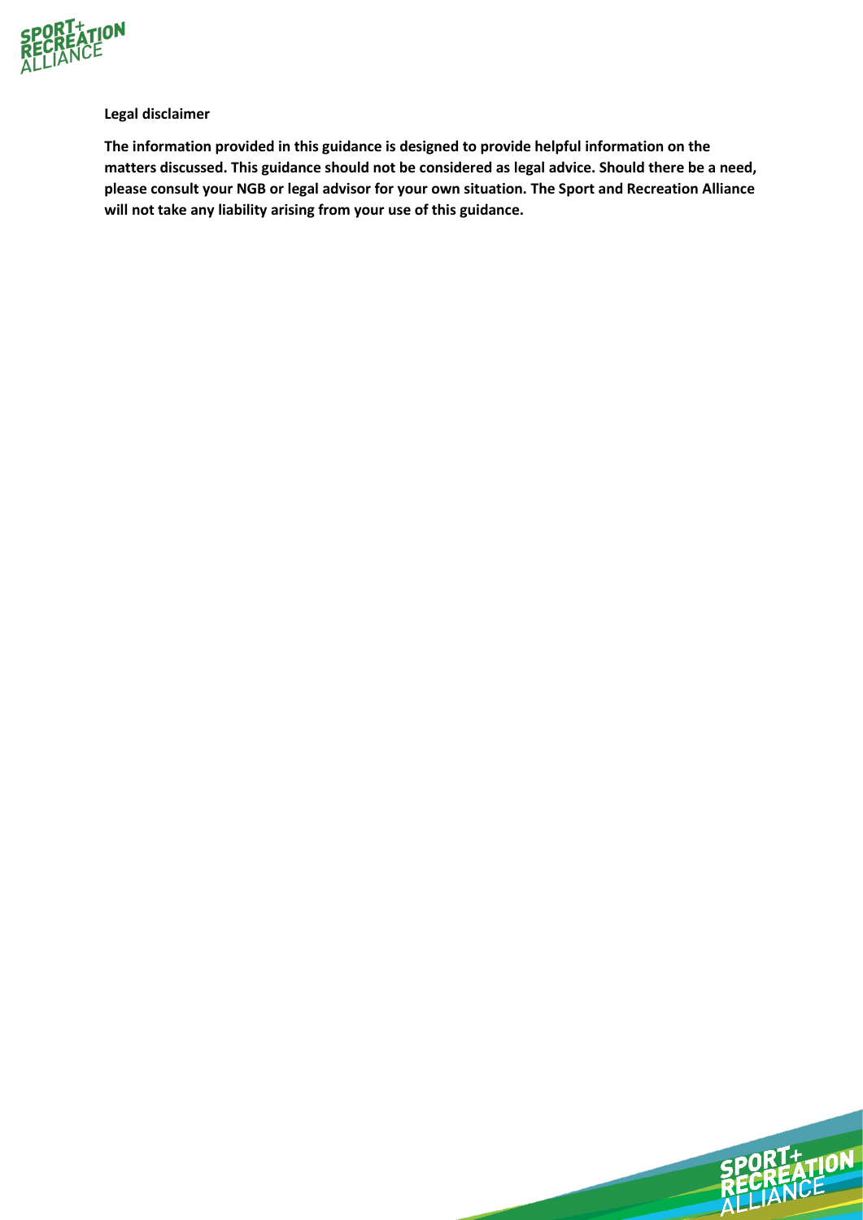**Legal disclaimer**

**The information provided in this guidance is designed to provide helpful information on the matters discussed. This guidance should not be considered as legal advice. Should there be a need, please consult your NGB or legal advisor for your own situation. The Sport and Recreation Alliance will not take any liability arising from your use of this guidance.**